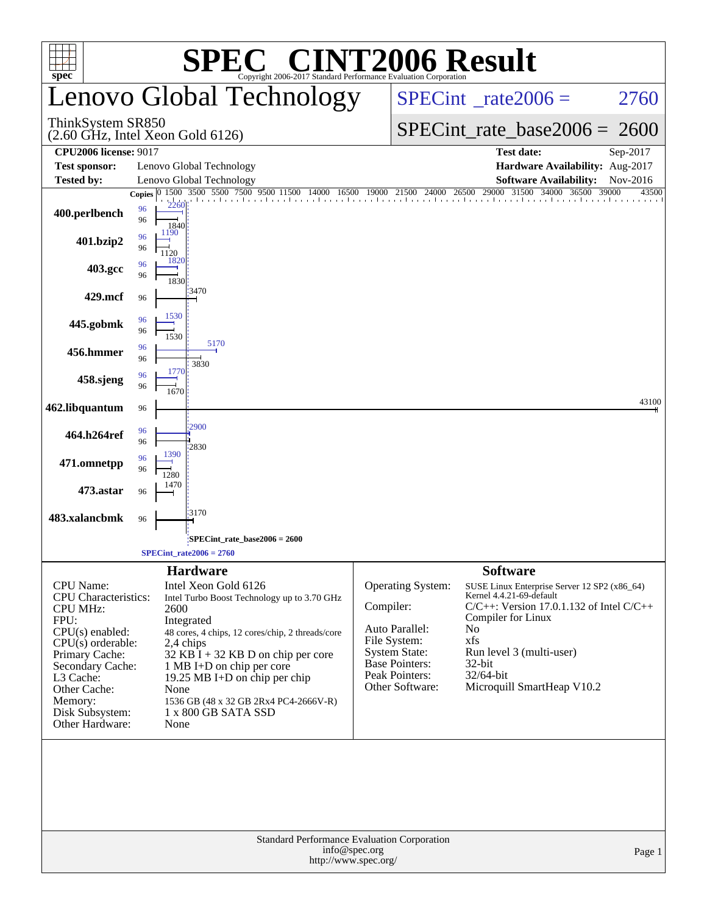# SPEC® CINT2006 Result

Copyright 2006-2017 Standard Performance Evaluation Corporation

## Lenovo Global Technology

ThinkSystem SR850
(2.60 GHz, Intel Xeon Gold 6126)

SPECint_rate2006 = 2760

SPECint_rate_base2006 = 2600

| | | | |
|---|---|---|---|
| **CPU2006 license:** 9017 | | **Test date:** | Sep-2017 |
| **Test sponsor:** | Lenovo Global Technology | **Hardware Availability:** | Aug-2017 |
| **Tested by:** | Lenovo Global Technology | **Software Availability:** | Nov-2016 |

| Benchmark | Copies (Peak) | Peak | Copies (Base) | Base |
|---|---|---|---|---|
| 400.perlbench | 96 | 2260 | 96 | 1840 |
| 401.bzip2 | 96 | 1190 | 96 | 1120 |
| 403.gcc | 96 | 1820 | 96 | 1830 |
| 429.mcf | | | 96 | 3470 |
| 445.gobmk | 96 | 1530 | 96 | 1530 |
| 456.hmmer | 96 | 5170 | 96 | 3830 |
| 458.sjeng | 96 | 1770 | 96 | 1670 |
| 462.libquantum | | | 96 | 43100 |
| 464.h264ref | 96 | 2900 | 96 | 2830 |
| 471.omnetpp | 96 | 1390 | 96 | 1280 |
| 473.astar | | | 96 | 1470 |
| 483.xalancbmk | | | 96 | 3170 |

SPECint_rate_base2006 = 2600

SPECint_rate2006 = 2760

### Hardware

| | |
|---|---|
| CPU Name: | Intel Xeon Gold 6126 |
| CPU Characteristics: | Intel Turbo Boost Technology up to 3.70 GHz |
| CPU MHz: | 2600 |
| FPU: | Integrated |
| CPU(s) enabled: | 48 cores, 4 chips, 12 cores/chip, 2 threads/core |
| CPU(s) orderable: | 2,4 chips |
| Primary Cache: | 32 KB I + 32 KB D on chip per core |
| Secondary Cache: | 1 MB I+D on chip per core |
| L3 Cache: | 19.25 MB I+D on chip per chip |
| Other Cache: | None |
| Memory: | 1536 GB (48 x 32 GB 2Rx4 PC4-2666V-R) |
| Disk Subsystem: | 1 x 800 GB SATA SSD |
| Other Hardware: | None |

### Software

| | |
|---|---|
| Operating System: | SUSE Linux Enterprise Server 12 SP2 (x86_64) Kernel 4.4.21-69-default |
| Compiler: | C/C++: Version 17.0.1.132 of Intel C/C++ Compiler for Linux |
| Auto Parallel: | No |
| File System: | xfs |
| System State: | Run level 3 (multi-user) |
| Base Pointers: | 32-bit |
| Peak Pointers: | 32/64-bit |
| Other Software: | Microquill SmartHeap V10.2 |

Standard Performance Evaluation Corporation
info@spec.org
http://www.spec.org/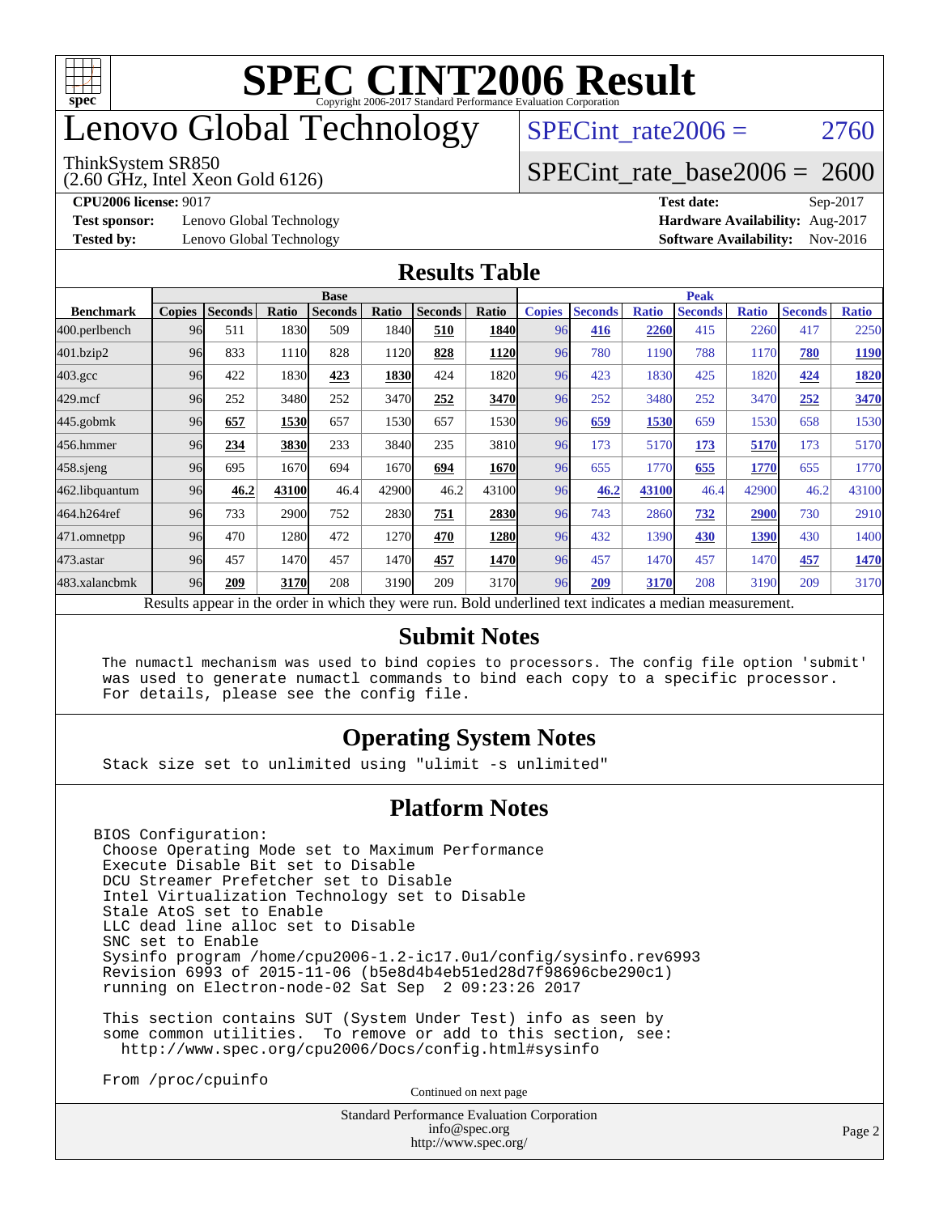# SPEC CINT2006 Result

Copyright 2006-2017 Standard Performance Evaluation Corporation

# Lenovo Global Technology

ThinkSystem SR850
(2.60 GHz, Intel Xeon Gold 6126)

SPECint_rate2006 = 2760

SPECint_rate_base2006 = 2600

**CPU2006 license:** 9017
**Test sponsor:** Lenovo Global Technology
**Tested by:** Lenovo Global Technology

**Test date:** Sep-2017
**Hardware Availability:** Aug-2017
**Software Availability:** Nov-2016

## Results Table

| | Base | | | | | | | Peak | | | | | | |
|---|---|---|---|---|---|---|---|---|---|---|---|---|---|---|
| **Benchmark** | **Copies** | **Seconds** | **Ratio** | **Seconds** | **Ratio** | **Seconds** | **Ratio** | **Copies** | **Seconds** | **Ratio** | **Seconds** | **Ratio** | **Seconds** | **Ratio** |
| 400.perlbench | 96 | 511 | 1830 | 509 | 1840 | **510** | **1840** | 96 | **416** | **2260** | 415 | 2260 | 417 | 2250 |
| 401.bzip2 | 96 | 833 | 1110 | 828 | 1120 | **828** | **1120** | 96 | 780 | 1190 | 788 | 1170 | **780** | **1190** |
| 403.gcc | 96 | 422 | 1830 | **423** | **1830** | 424 | 1820 | 96 | 423 | 1830 | 425 | 1820 | **424** | **1820** |
| 429.mcf | 96 | 252 | 3480 | 252 | 3470 | **252** | **3470** | 96 | 252 | 3480 | 252 | 3470 | **252** | **3470** |
| 445.gobmk | 96 | **657** | **1530** | 657 | 1530 | 657 | 1530 | 96 | **659** | **1530** | 659 | 1530 | 658 | 1530 |
| 456.hmmer | 96 | **234** | **3830** | 233 | 3840 | 235 | 3810 | 96 | 173 | 5170 | **173** | **5170** | 173 | 5170 |
| 458.sjeng | 96 | 695 | 1670 | 694 | 1670 | **694** | **1670** | 96 | 655 | 1770 | **655** | **1770** | 655 | 1770 |
| 462.libquantum | 96 | **46.2** | **43100** | 46.4 | 42900 | 46.2 | 43100 | 96 | **46.2** | **43100** | 46.4 | 42900 | 46.2 | 43100 |
| 464.h264ref | 96 | 733 | 2900 | 752 | 2830 | **751** | **2830** | 96 | 743 | 2860 | **732** | **2900** | 730 | 2910 |
| 471.omnetpp | 96 | 470 | 1280 | 472 | 1270 | **470** | **1280** | 96 | 432 | 1390 | **430** | **1390** | 430 | 1400 |
| 473.astar | 96 | 457 | 1470 | 457 | 1470 | **457** | **1470** | 96 | 457 | 1470 | 457 | 1470 | **457** | **1470** |
| 483.xalancbmk | 96 | **209** | **3170** | 208 | 3190 | 209 | 3170 | 96 | **209** | **3170** | 208 | 3190 | 209 | 3170 |

Results appear in the order in which they were run. Bold underlined text indicates a median measurement.

## Submit Notes

```
The numactl mechanism was used to bind copies to processors. The config file option 'submit'
was used to generate numactl commands to bind each copy to a specific processor.
For details, please see the config file.
```

## Operating System Notes

```
Stack size set to unlimited using "ulimit -s unlimited"
```

## Platform Notes

```
BIOS Configuration:
 Choose Operating Mode set to Maximum Performance
 Execute Disable Bit set to Disable
 DCU Streamer Prefetcher set to Disable
 Intel Virtualization Technology set to Disable
 Stale AtoS set to Enable
 LLC dead line alloc set to Disable
 SNC set to Enable
 Sysinfo program /home/cpu2006-1.2-ic17.0u1/config/sysinfo.rev6993
 Revision 6993 of 2015-11-06 (b5e8d4b4eb51ed28d7f98696cbe290c1)
 running on Electron-node-02 Sat Sep  2 09:23:26 2017

 This section contains SUT (System Under Test) info as seen by
 some common utilities.  To remove or add to this section, see:
   http://www.spec.org/cpu2006/Docs/config.html#sysinfo

 From /proc/cpuinfo
```

Continued on next page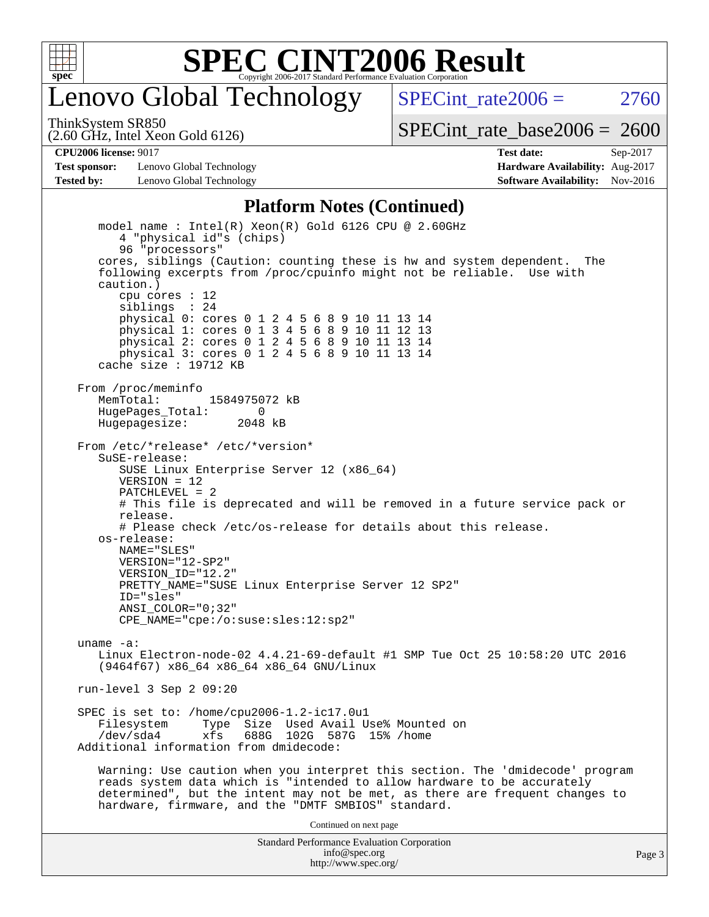## Platform Notes (Continued)

```
   model name : Intel(R) Xeon(R) Gold 6126 CPU @ 2.60GHz
      4 "physical id"s (chips)
      96 "processors"
   cores, siblings (Caution: counting these is hw and system dependent.  The
   following excerpts from /proc/cpuinfo might not be reliable.  Use with
   caution.)
      cpu cores : 12
      siblings  : 24
      physical 0: cores 0 1 2 4 5 6 8 9 10 11 13 14
      physical 1: cores 0 1 3 4 5 6 8 9 10 11 12 13
      physical 2: cores 0 1 2 4 5 6 8 9 10 11 13 14
      physical 3: cores 0 1 2 4 5 6 8 9 10 11 13 14
   cache size : 19712 KB

From /proc/meminfo
   MemTotal:       1584975072 kB
   HugePages_Total:       0
   Hugepagesize:       2048 kB

From /etc/*release* /etc/*version*
   SuSE-release:
      SUSE Linux Enterprise Server 12 (x86_64)
      VERSION = 12
      PATCHLEVEL = 2
      # This file is deprecated and will be removed in a future service pack or
      release.
      # Please check /etc/os-release for details about this release.
   os-release:
      NAME="SLES"
      VERSION="12-SP2"
      VERSION_ID="12.2"
      PRETTY_NAME="SUSE Linux Enterprise Server 12 SP2"
      ID="sles"
      ANSI_COLOR="0;32"
      CPE_NAME="cpe:/o:suse:sles:12:sp2"

uname -a:
   Linux Electron-node-02 4.4.21-69-default #1 SMP Tue Oct 25 10:58:20 UTC 2016
   (9464f67) x86_64 x86_64 x86_64 GNU/Linux

run-level 3 Sep 2 09:20

SPEC is set to: /home/cpu2006-1.2-ic17.0u1
   Filesystem     Type  Size  Used Avail Use% Mounted on
   /dev/sda4      xfs   688G  102G  587G  15% /home
Additional information from dmidecode:

   Warning: Use caution when you interpret this section. The 'dmidecode' program
   reads system data which is "intended to allow hardware to be accurately
   determined", but the intent may not be met, as there are frequent changes to
   hardware, firmware, and the "DMTF SMBIOS" standard.
```

Continued on next page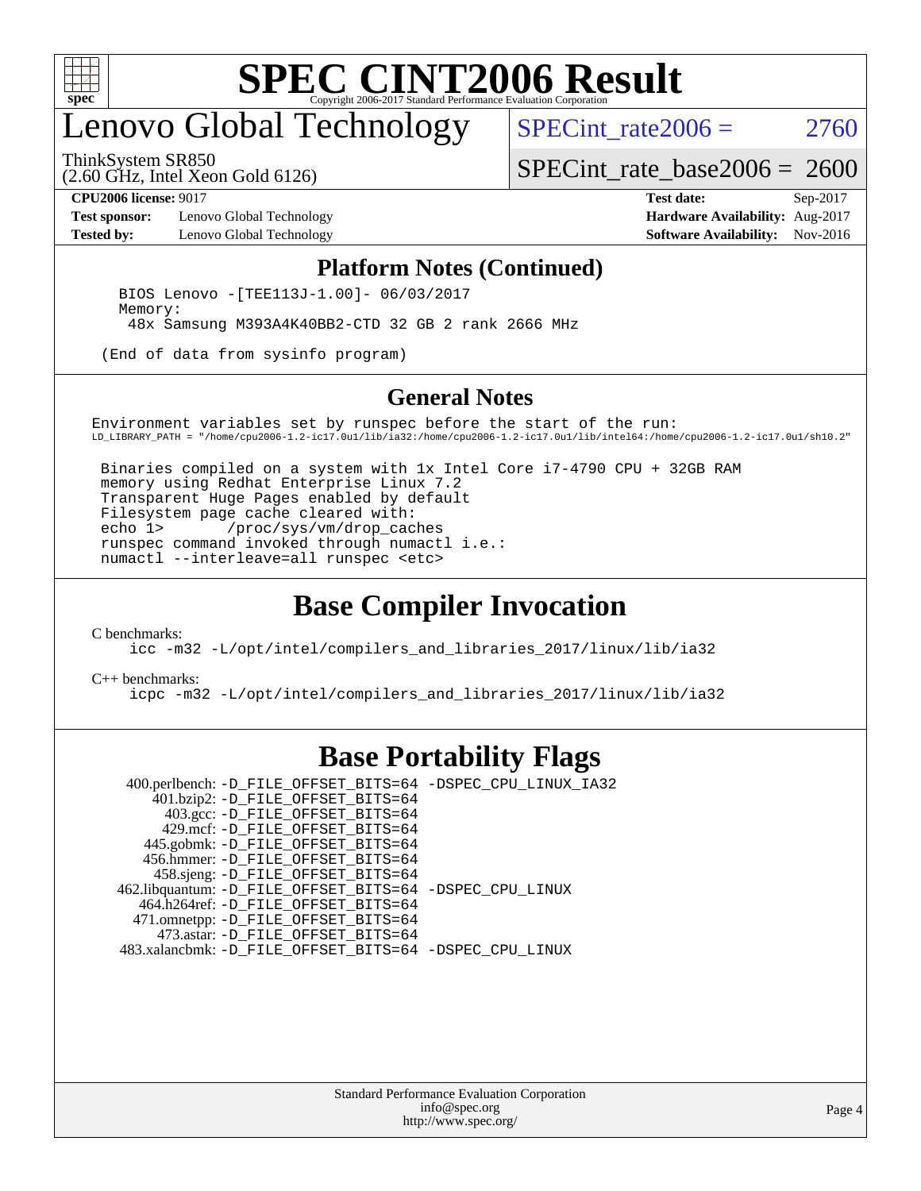# SPEC CINT2006 Result

## Lenovo Global Technology

ThinkSystem SR850
(2.60 GHz, Intel Xeon Gold 6126)

SPECint_rate2006 = 2760

SPECint_rate_base2006 = 2600

**CPU2006 license:** 9017
**Test sponsor:** Lenovo Global Technology
**Tested by:** Lenovo Global Technology

**Test date:** Sep-2017
**Hardware Availability:** Aug-2017
**Software Availability:** Nov-2016

### Platform Notes (Continued)

```
BIOS Lenovo -[TEE113J-1.00]- 06/03/2017
Memory:
 48x Samsung M393A4K40BB2-CTD 32 GB 2 rank 2666 MHz

(End of data from sysinfo program)
```

### General Notes

```
Environment variables set by runspec before the start of the run:
LD_LIBRARY_PATH = "/home/cpu2006-1.2-ic17.0u1/lib/ia32:/home/cpu2006-1.2-ic17.0u1/lib/intel64:/home/cpu2006-1.2-ic17.0u1/sh10.2"

 Binaries compiled on a system with 1x Intel Core i7-4790 CPU + 32GB RAM
 memory using Redhat Enterprise Linux 7.2
 Transparent Huge Pages enabled by default
 Filesystem page cache cleared with:
 echo 1>       /proc/sys/vm/drop_caches
 runspec command invoked through numactl i.e.:
 numactl --interleave=all runspec <etc>
```

## Base Compiler Invocation

C benchmarks:

```
icc -m32 -L/opt/intel/compilers_and_libraries_2017/linux/lib/ia32
```

C++ benchmarks:

```
icpc -m32 -L/opt/intel/compilers_and_libraries_2017/linux/lib/ia32
```

## Base Portability Flags

```
    400.perlbench: -D_FILE_OFFSET_BITS=64 -DSPEC_CPU_LINUX_IA32
        401.bzip2: -D_FILE_OFFSET_BITS=64
          403.gcc: -D_FILE_OFFSET_BITS=64
          429.mcf: -D_FILE_OFFSET_BITS=64
       445.gobmk: -D_FILE_OFFSET_BITS=64
       456.hmmer: -D_FILE_OFFSET_BITS=64
        458.sjeng: -D_FILE_OFFSET_BITS=64
  462.libquantum: -D_FILE_OFFSET_BITS=64 -DSPEC_CPU_LINUX
     464.h264ref: -D_FILE_OFFSET_BITS=64
     471.omnetpp: -D_FILE_OFFSET_BITS=64
        473.astar: -D_FILE_OFFSET_BITS=64
  483.xalancbmk: -D_FILE_OFFSET_BITS=64 -DSPEC_CPU_LINUX
```

Standard Performance Evaluation Corporation
info@spec.org
http://www.spec.org/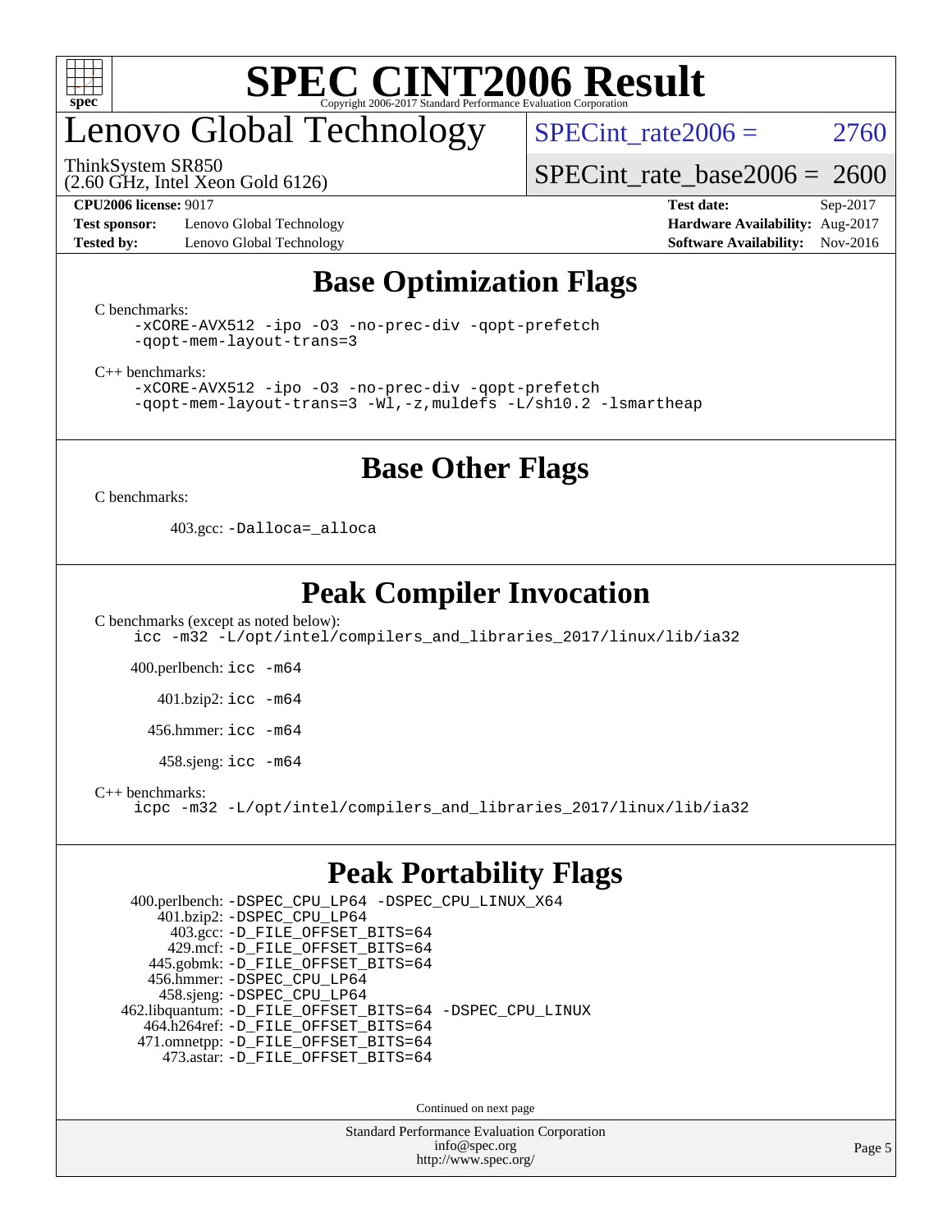# Lenovo Global Technology

ThinkSystem SR850
(2.60 GHz, Intel Xeon Gold 6126)

SPECint_rate2006 = 2760

SPECint_rate_base2006 = 2600

**CPU2006 license:** 9017
**Test sponsor:** Lenovo Global Technology
**Tested by:** Lenovo Global Technology

**Test date:** Sep-2017
**Hardware Availability:** Aug-2017
**Software Availability:** Nov-2016

## Base Optimization Flags

C benchmarks:

```
-xCORE-AVX512 -ipo -O3 -no-prec-div -qopt-prefetch
-qopt-mem-layout-trans=3
```

C++ benchmarks:

```
-xCORE-AVX512 -ipo -O3 -no-prec-div -qopt-prefetch
-qopt-mem-layout-trans=3 -Wl,-z,muldefs -L/sh10.2 -lsmartheap
```

## Base Other Flags

C benchmarks:

403.gcc: `-Dalloca=_alloca`

## Peak Compiler Invocation

C benchmarks (except as noted below):

```
icc -m32 -L/opt/intel/compilers_and_libraries_2017/linux/lib/ia32
```

400.perlbench: `icc -m64`

401.bzip2: `icc -m64`

456.hmmer: `icc -m64`

458.sjeng: `icc -m64`

C++ benchmarks:

```
icpc -m32 -L/opt/intel/compilers_and_libraries_2017/linux/lib/ia32
```

## Peak Portability Flags

400.perlbench: `-DSPEC_CPU_LP64 -DSPEC_CPU_LINUX_X64`
401.bzip2: `-DSPEC_CPU_LP64`
403.gcc: `-D_FILE_OFFSET_BITS=64`
429.mcf: `-D_FILE_OFFSET_BITS=64`
445.gobmk: `-D_FILE_OFFSET_BITS=64`
456.hmmer: `-DSPEC_CPU_LP64`
458.sjeng: `-DSPEC_CPU_LP64`
462.libquantum: `-D_FILE_OFFSET_BITS=64 -DSPEC_CPU_LINUX`
464.h264ref: `-D_FILE_OFFSET_BITS=64`
471.omnetpp: `-D_FILE_OFFSET_BITS=64`
473.astar: `-D_FILE_OFFSET_BITS=64`

Continued on next page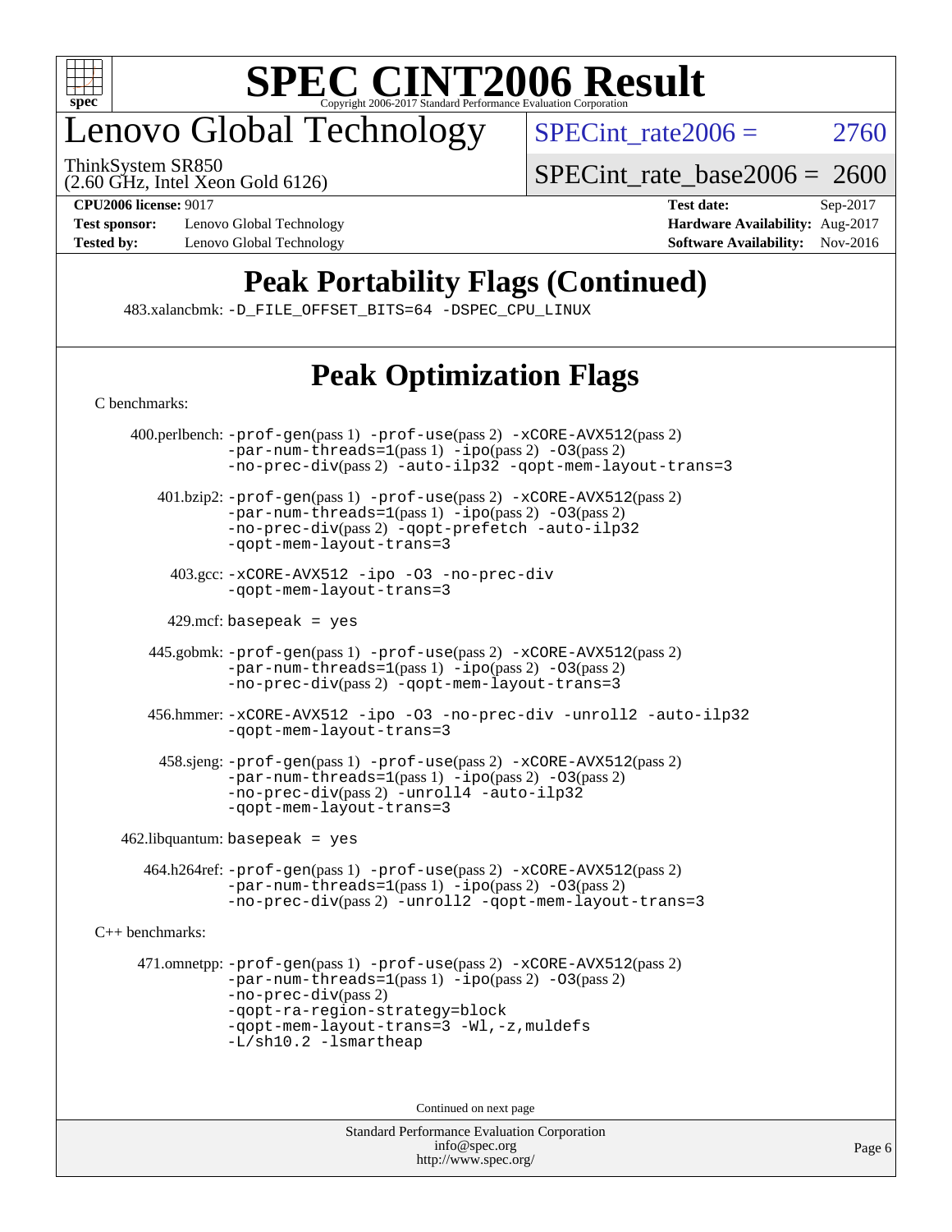# Lenovo Global Technology

ThinkSystem SR850
(2.60 GHz, Intel Xeon Gold 6126)

SPECint_rate2006 = 2760

SPECint_rate_base2006 = 2600

**CPU2006 license:** 9017
**Test sponsor:** Lenovo Global Technology
**Tested by:** Lenovo Global Technology

**Test date:** Sep-2017
**Hardware Availability:** Aug-2017
**Software Availability:** Nov-2016

## Peak Portability Flags (Continued)

483.xalancbmk: -D_FILE_OFFSET_BITS=64 -DSPEC_CPU_LINUX

## Peak Optimization Flags

C benchmarks:

400.perlbench: -prof-gen(pass 1) -prof-use(pass 2) -xCORE-AVX512(pass 2) -par-num-threads=1(pass 1) -ipo(pass 2) -O3(pass 2) -no-prec-div(pass 2) -auto-ilp32 -qopt-mem-layout-trans=3

401.bzip2: -prof-gen(pass 1) -prof-use(pass 2) -xCORE-AVX512(pass 2) -par-num-threads=1(pass 1) -ipo(pass 2) -O3(pass 2) -no-prec-div(pass 2) -qopt-prefetch -auto-ilp32 -qopt-mem-layout-trans=3

403.gcc: -xCORE-AVX512 -ipo -O3 -no-prec-div -qopt-mem-layout-trans=3

429.mcf: basepeak = yes

445.gobmk: -prof-gen(pass 1) -prof-use(pass 2) -xCORE-AVX512(pass 2) -par-num-threads=1(pass 1) -ipo(pass 2) -O3(pass 2) -no-prec-div(pass 2) -qopt-mem-layout-trans=3

456.hmmer: -xCORE-AVX512 -ipo -O3 -no-prec-div -unroll2 -auto-ilp32 -qopt-mem-layout-trans=3

458.sjeng: -prof-gen(pass 1) -prof-use(pass 2) -xCORE-AVX512(pass 2) -par-num-threads=1(pass 1) -ipo(pass 2) -O3(pass 2) -no-prec-div(pass 2) -unroll4 -auto-ilp32 -qopt-mem-layout-trans=3

462.libquantum: basepeak = yes

464.h264ref: -prof-gen(pass 1) -prof-use(pass 2) -xCORE-AVX512(pass 2) -par-num-threads=1(pass 1) -ipo(pass 2) -O3(pass 2) -no-prec-div(pass 2) -unroll2 -qopt-mem-layout-trans=3

C++ benchmarks:

471.omnetpp: -prof-gen(pass 1) -prof-use(pass 2) -xCORE-AVX512(pass 2) -par-num-threads=1(pass 1) -ipo(pass 2) -O3(pass 2) -no-prec-div(pass 2) -qopt-ra-region-strategy=block -qopt-mem-layout-trans=3 -Wl,-z,muldefs -L/sh10.2 -lsmartheap

Continued on next page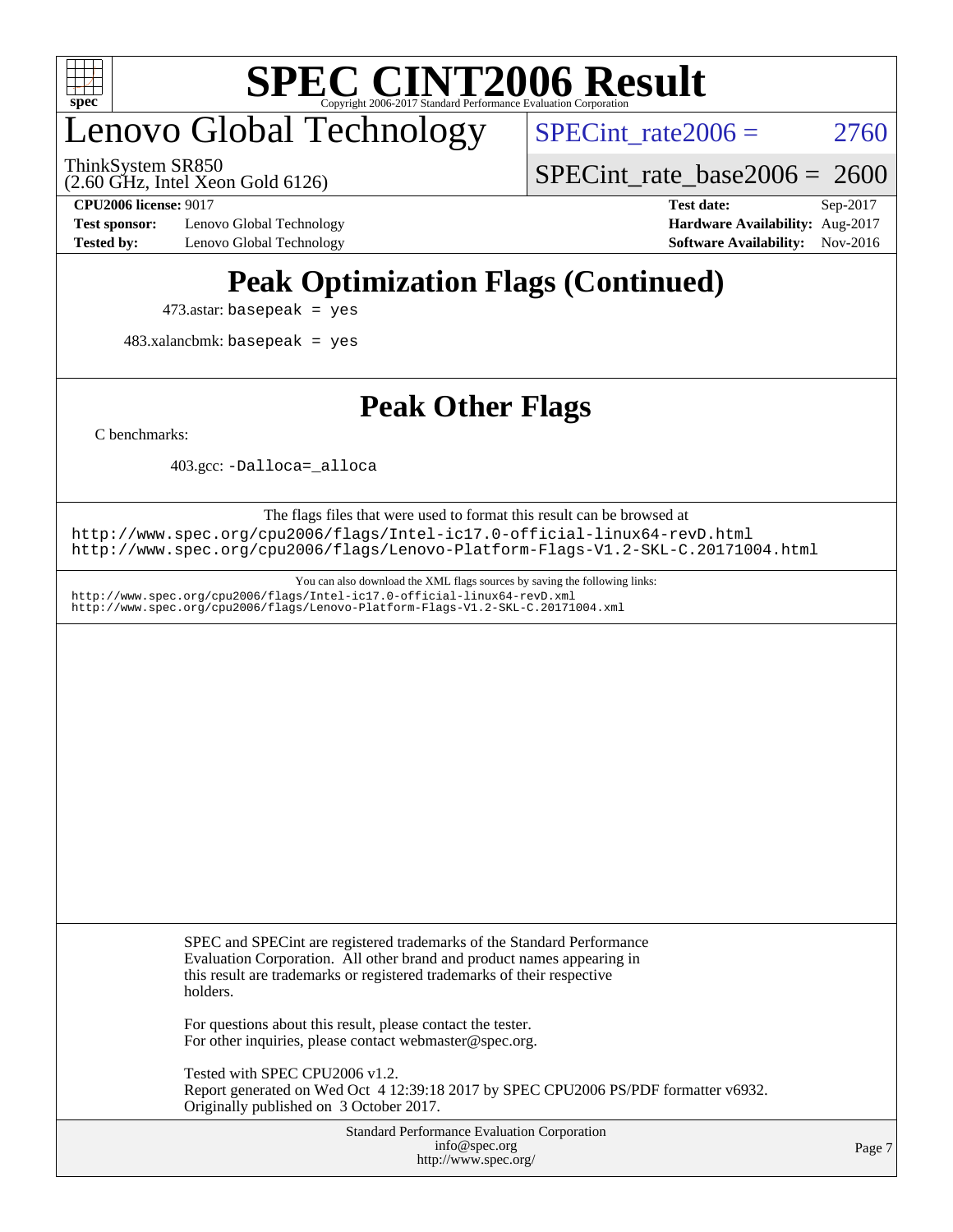## Peak Optimization Flags (Continued)

473.astar: `basepeak = yes`

483.xalancbmk: `basepeak = yes`

## Peak Other Flags

C benchmarks:

403.gcc: `-Dalloca=_alloca`

The flags files that were used to format this result can be browsed at
http://www.spec.org/cpu2006/flags/Intel-ic17.0-official-linux64-revD.html
http://www.spec.org/cpu2006/flags/Lenovo-Platform-Flags-V1.2-SKL-C.20171004.html

You can also download the XML flags sources by saving the following links:
http://www.spec.org/cpu2006/flags/Intel-ic17.0-official-linux64-revD.xml
http://www.spec.org/cpu2006/flags/Lenovo-Platform-Flags-V1.2-SKL-C.20171004.xml

SPEC and SPECint are registered trademarks of the Standard Performance Evaluation Corporation. All other brand and product names appearing in this result are trademarks or registered trademarks of their respective holders.

For questions about this result, please contact the tester.
For other inquiries, please contact webmaster@spec.org.

Tested with SPEC CPU2006 v1.2.
Report generated on Wed Oct 4 12:39:18 2017 by SPEC CPU2006 PS/PDF formatter v6932.
Originally published on 3 October 2017.